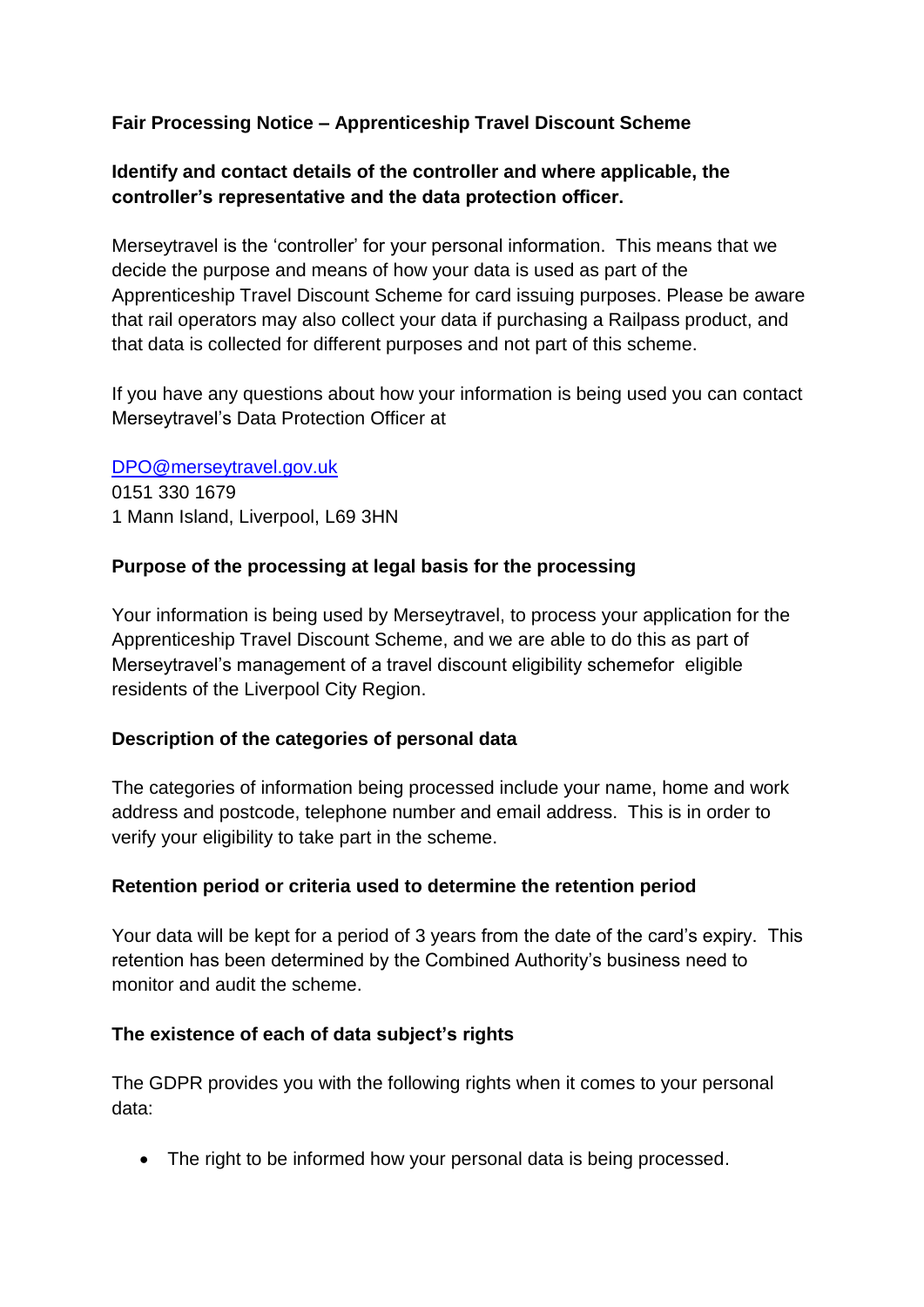## Fair Processing Notice – Apprenticeship Travel Discount Scheme

### Identify and contact details of the controller and where applicable, the controller's representative and the data protection officer.

Merseytravel is the 'controller' for your personal information. This means that we decide the purpose and means of how your data is used as part of the Apprenticeship Travel Discount Scheme for card issuing purposes. Please be aware that rail operators may also collect your data if purchasing a Railpass product, and that data is collected for different purposes and not part of this scheme.

If you have any questions about how your information is being used you can contact Merseytravel's Data Protection Officer at

DPO@merseytravel.gov.uk
0151 330 1679
1 Mann Island, Liverpool, L69 3HN

### Purpose of the processing at legal basis for the processing

Your information is being used by Merseytravel, to process your application for the Apprenticeship Travel Discount Scheme, and we are able to do this as part of Merseytravel's management of a travel discount eligibility schemefor eligible residents of the Liverpool City Region.

### Description of the categories of personal data

The categories of information being processed include your name, home and work address and postcode, telephone number and email address. This is in order to verify your eligibility to take part in the scheme.

### Retention period or criteria used to determine the retention period

Your data will be kept for a period of 3 years from the date of the card's expiry. This retention has been determined by the Combined Authority's business need to monitor and audit the scheme.

### The existence of each of data subject's rights

The GDPR provides you with the following rights when it comes to your personal data:

- The right to be informed how your personal data is being processed.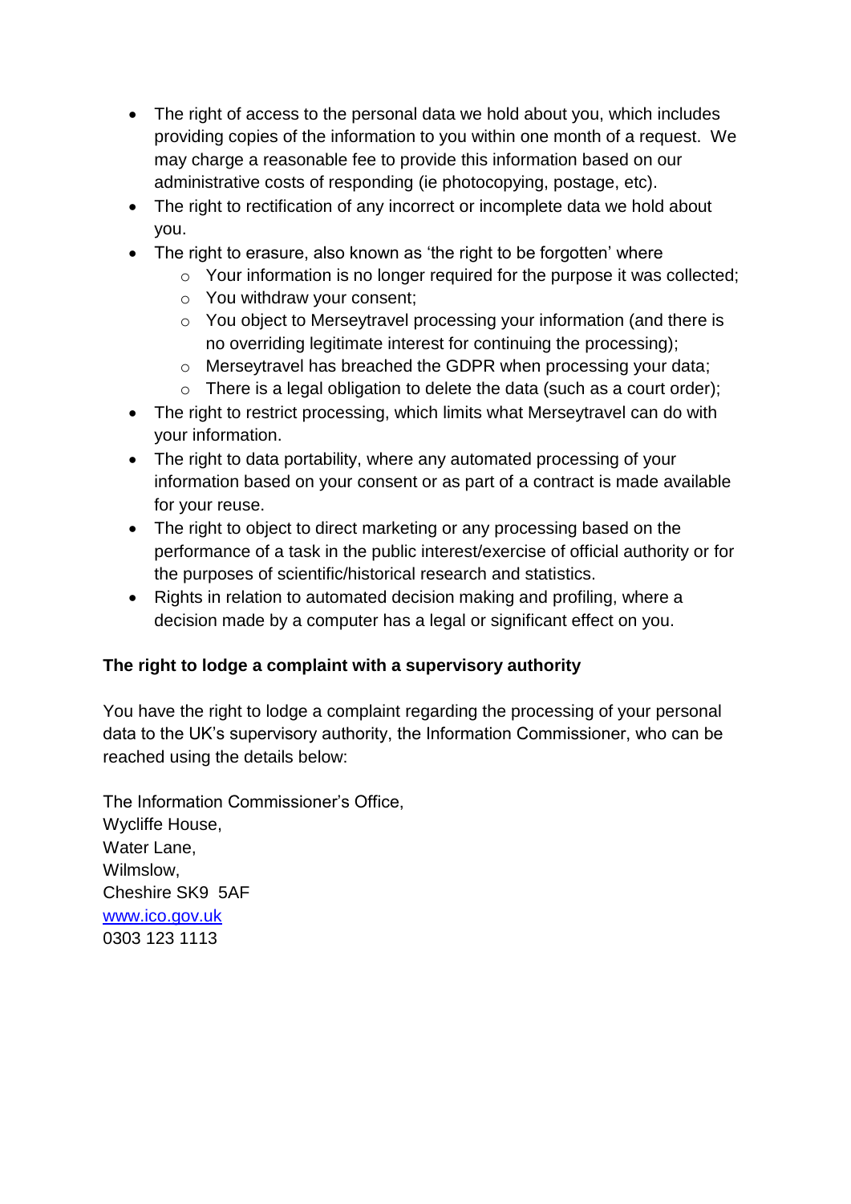- The right of access to the personal data we hold about you, which includes providing copies of the information to you within one month of a request. We may charge a reasonable fee to provide this information based on our administrative costs of responding (ie photocopying, postage, etc).
- The right to rectification of any incorrect or incomplete data we hold about you.
- The right to erasure, also known as 'the right to be forgotten' where
  - Your information is no longer required for the purpose it was collected;
  - You withdraw your consent;
  - You object to Merseytravel processing your information (and there is no overriding legitimate interest for continuing the processing);
  - Merseytravel has breached the GDPR when processing your data;
  - There is a legal obligation to delete the data (such as a court order);
- The right to restrict processing, which limits what Merseytravel can do with your information.
- The right to data portability, where any automated processing of your information based on your consent or as part of a contract is made available for your reuse.
- The right to object to direct marketing or any processing based on the performance of a task in the public interest/exercise of official authority or for the purposes of scientific/historical research and statistics.
- Rights in relation to automated decision making and profiling, where a decision made by a computer has a legal or significant effect on you.

**The right to lodge a complaint with a supervisory authority**

You have the right to lodge a complaint regarding the processing of your personal data to the UK's supervisory authority, the Information Commissioner, who can be reached using the details below:

The Information Commissioner's Office,
Wycliffe House,
Water Lane,
Wilmslow,
Cheshire SK9 5AF
www.ico.gov.uk
0303 123 1113